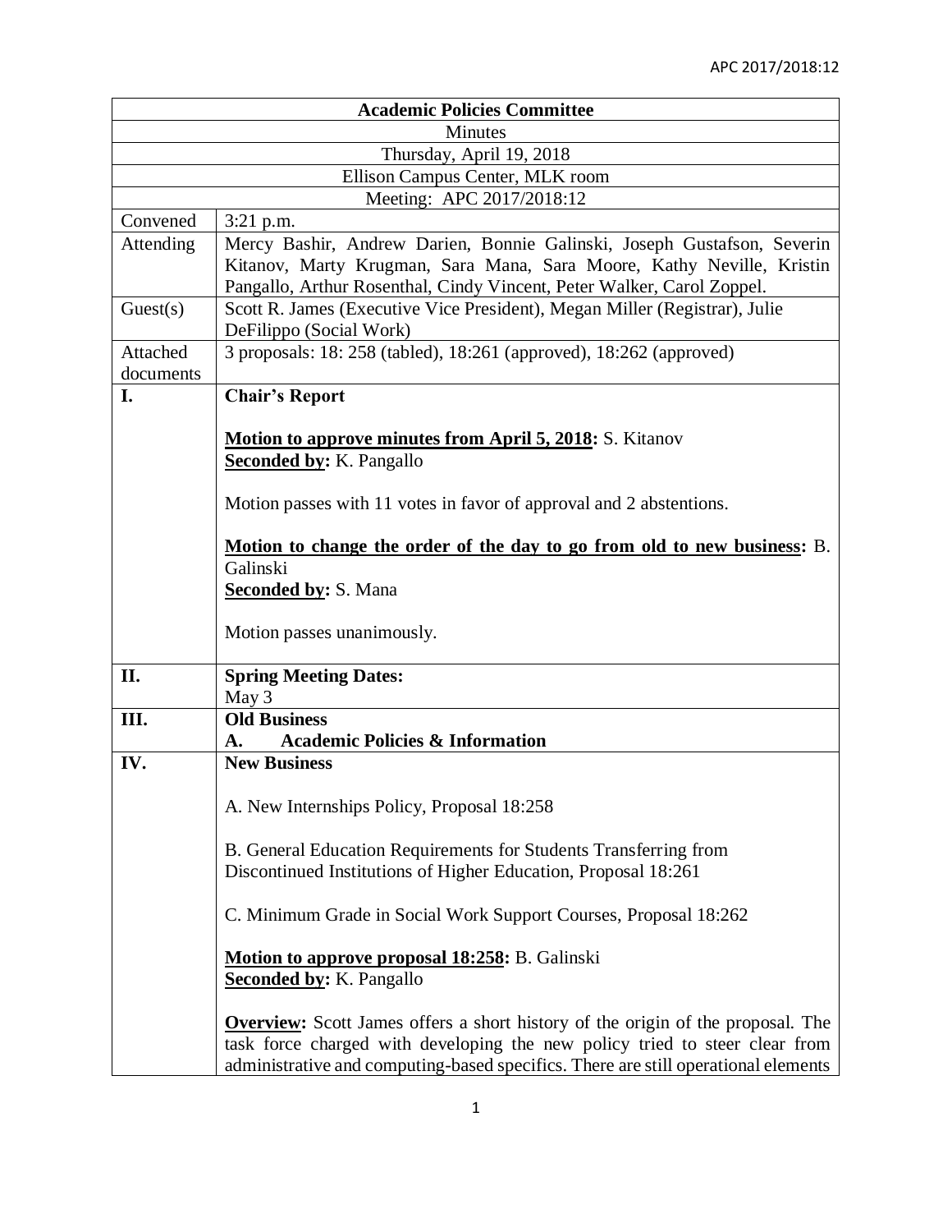| Academic Policies Committee | |
|---|---|
| Minutes | |
| Thursday, April 19, 2018 | |
| Ellison Campus Center, MLK room | |
| Meeting: APC 2017/2018:12 | |
| Convened | 3:21 p.m. |
| Attending | Mercy Bashir, Andrew Darien, Bonnie Galinski, Joseph Gustafson, Severin Kitanov, Marty Krugman, Sara Mana, Sara Moore, Kathy Neville, Kristin Pangallo, Arthur Rosenthal, Cindy Vincent, Peter Walker, Carol Zoppel. |
| Guest(s) | Scott R. James (Executive Vice President), Megan Miller (Registrar), Julie DeFilippo (Social Work) |
| Attached documents | 3 proposals: 18: 258 (tabled), 18:261 (approved), 18:262 (approved) |
| **I.** | **Chair's Report**<br><br>**Motion to approve minutes from April 5, 2018:** S. Kitanov<br>**Seconded by:** K. Pangallo<br><br>Motion passes with 11 votes in favor of approval and 2 abstentions.<br><br>**Motion to change the order of the day to go from old to new business:** B. Galinski<br>**Seconded by:** S. Mana<br><br>Motion passes unanimously. |
| **II.** | **Spring Meeting Dates:**<br>May 3 |
| **III.** | **Old Business**<br>**A. Academic Policies & Information** |
| **IV.** | **New Business**<br><br>A. New Internships Policy, Proposal 18:258<br><br>B. General Education Requirements for Students Transferring from Discontinued Institutions of Higher Education, Proposal 18:261<br><br>C. Minimum Grade in Social Work Support Courses, Proposal 18:262<br><br>**Motion to approve proposal 18:258:** B. Galinski<br>**Seconded by:** K. Pangallo<br><br>**Overview:** Scott James offers a short history of the origin of the proposal. The task force charged with developing the new policy tried to steer clear from administrative and computing-based specifics. There are still operational elements |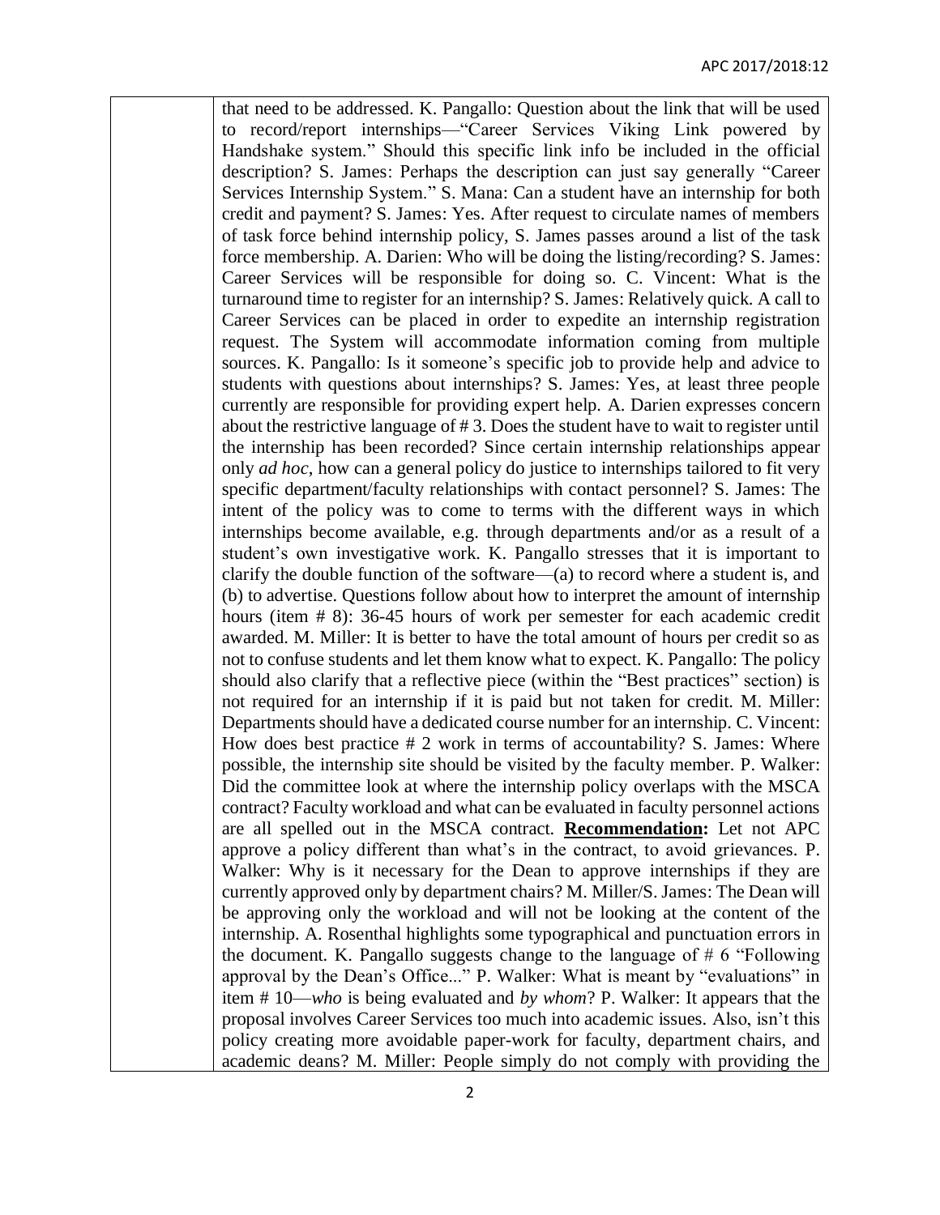that need to be addressed. K. Pangallo: Question about the link that will be used to record/report internships—"Career Services Viking Link powered by Handshake system." Should this specific link info be included in the official description? S. James: Perhaps the description can just say generally "Career Services Internship System." S. Mana: Can a student have an internship for both credit and payment? S. James: Yes. After request to circulate names of members of task force behind internship policy, S. James passes around a list of the task force membership. A. Darien: Who will be doing the listing/recording? S. James: Career Services will be responsible for doing so. C. Vincent: What is the turnaround time to register for an internship? S. James: Relatively quick. A call to Career Services can be placed in order to expedite an internship registration request. The System will accommodate information coming from multiple sources. K. Pangallo: Is it someone's specific job to provide help and advice to students with questions about internships? S. James: Yes, at least three people currently are responsible for providing expert help. A. Darien expresses concern about the restrictive language of # 3. Does the student have to wait to register until the internship has been recorded? Since certain internship relationships appear only *ad hoc*, how can a general policy do justice to internships tailored to fit very specific department/faculty relationships with contact personnel? S. James: The intent of the policy was to come to terms with the different ways in which internships become available, e.g. through departments and/or as a result of a student's own investigative work. K. Pangallo stresses that it is important to clarify the double function of the software—(a) to record where a student is, and (b) to advertise. Questions follow about how to interpret the amount of internship hours (item # 8): 36-45 hours of work per semester for each academic credit awarded. M. Miller: It is better to have the total amount of hours per credit so as not to confuse students and let them know what to expect. K. Pangallo: The policy should also clarify that a reflective piece (within the "Best practices" section) is not required for an internship if it is paid but not taken for credit. M. Miller: Departments should have a dedicated course number for an internship. C. Vincent: How does best practice # 2 work in terms of accountability? S. James: Where possible, the internship site should be visited by the faculty member. P. Walker: Did the committee look at where the internship policy overlaps with the MSCA contract? Faculty workload and what can be evaluated in faculty personnel actions are all spelled out in the MSCA contract. **<u>Recommendation</u>:** Let not APC approve a policy different than what's in the contract, to avoid grievances. P. Walker: Why is it necessary for the Dean to approve internships if they are currently approved only by department chairs? M. Miller/S. James: The Dean will be approving only the workload and will not be looking at the content of the internship. A. Rosenthal highlights some typographical and punctuation errors in the document. K. Pangallo suggests change to the language of # 6 "Following approval by the Dean's Office..." P. Walker: What is meant by "evaluations" in item # 10—*who* is being evaluated and *by whom*? P. Walker: It appears that the proposal involves Career Services too much into academic issues. Also, isn't this policy creating more avoidable paper-work for faculty, department chairs, and academic deans? M. Miller: People simply do not comply with providing the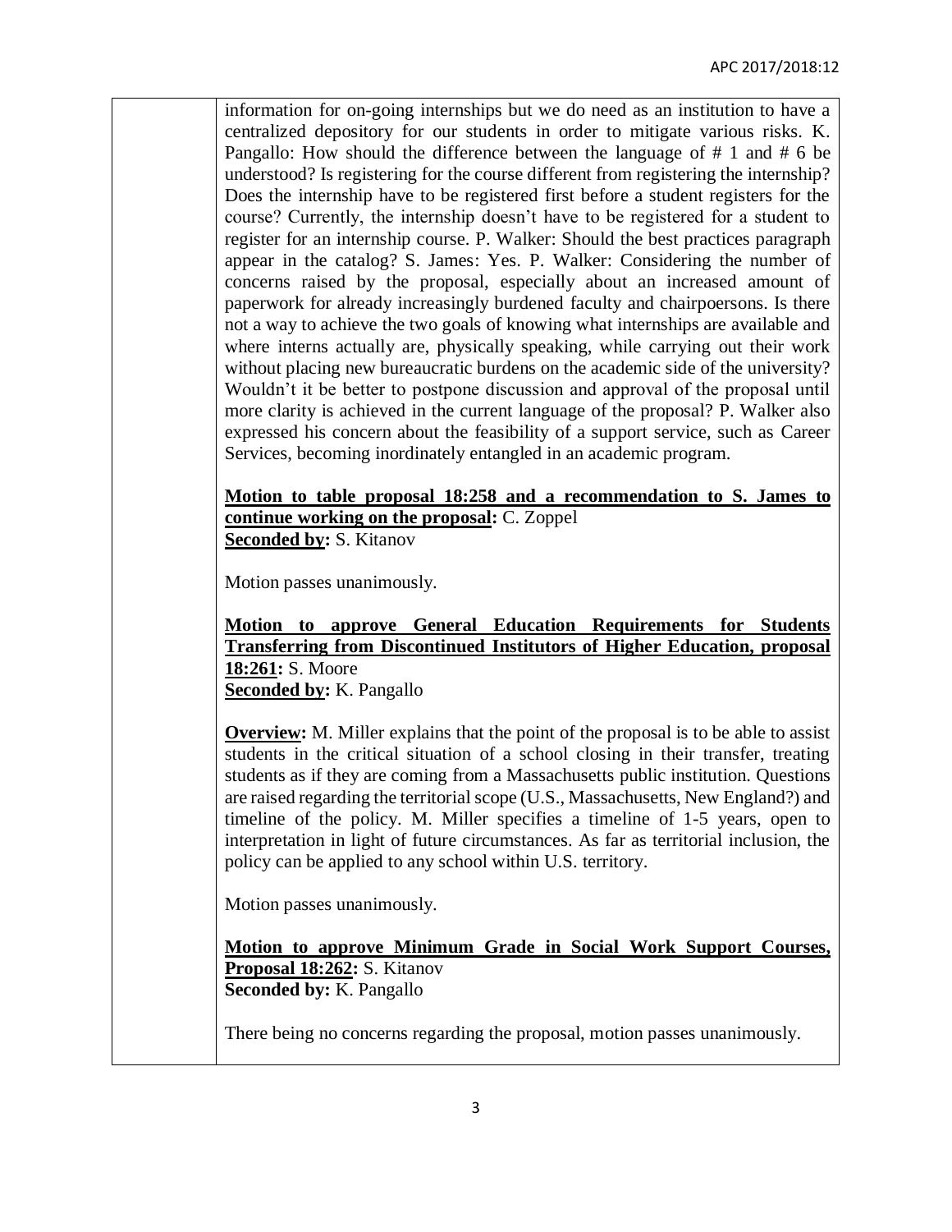information for on-going internships but we do need as an institution to have a centralized depository for our students in order to mitigate various risks. K. Pangallo: How should the difference between the language of # 1 and # 6 be understood? Is registering for the course different from registering the internship? Does the internship have to be registered first before a student registers for the course? Currently, the internship doesn't have to be registered for a student to register for an internship course. P. Walker: Should the best practices paragraph appear in the catalog? S. James: Yes. P. Walker: Considering the number of concerns raised by the proposal, especially about an increased amount of paperwork for already increasingly burdened faculty and chairpoersons. Is there not a way to achieve the two goals of knowing what internships are available and where interns actually are, physically speaking, while carrying out their work without placing new bureaucratic burdens on the academic side of the university? Wouldn't it be better to postpone discussion and approval of the proposal until more clarity is achieved in the current language of the proposal? P. Walker also expressed his concern about the feasibility of a support service, such as Career Services, becoming inordinately entangled in an academic program.

**Motion to table proposal 18:258 and a recommendation to S. James to continue working on the proposal:** C. Zoppel
**Seconded by:** S. Kitanov

Motion passes unanimously.

**Motion to approve General Education Requirements for Students Transferring from Discontinued Institutors of Higher Education, proposal 18:261:** S. Moore
**Seconded by:** K. Pangallo

**Overview:** M. Miller explains that the point of the proposal is to be able to assist students in the critical situation of a school closing in their transfer, treating students as if they are coming from a Massachusetts public institution. Questions are raised regarding the territorial scope (U.S., Massachusetts, New England?) and timeline of the policy. M. Miller specifies a timeline of 1-5 years, open to interpretation in light of future circumstances. As far as territorial inclusion, the policy can be applied to any school within U.S. territory.

Motion passes unanimously.

**Motion to approve Minimum Grade in Social Work Support Courses, Proposal 18:262:** S. Kitanov
**Seconded by:** K. Pangallo

There being no concerns regarding the proposal, motion passes unanimously.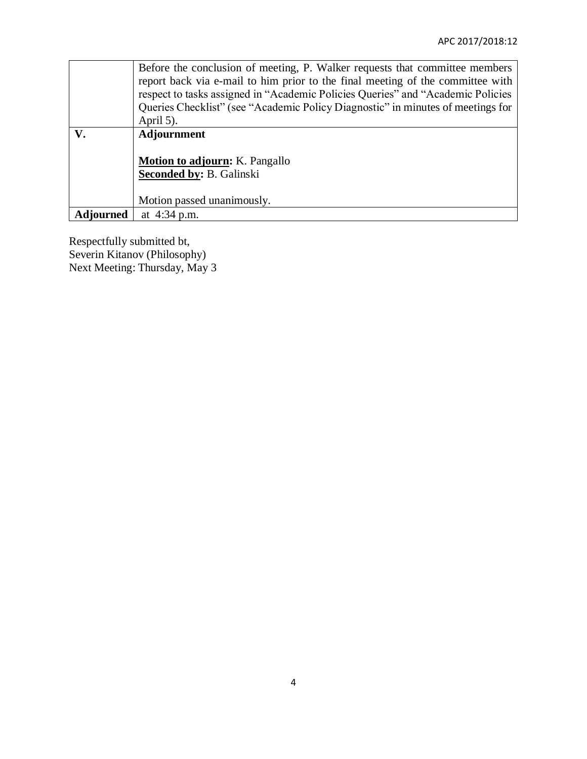| | |
|---|---|
| | Before the conclusion of meeting, P. Walker requests that committee members report back via e-mail to him prior to the final meeting of the committee with respect to tasks assigned in "Academic Policies Queries" and "Academic Policies Queries Checklist" (see "Academic Policy Diagnostic" in minutes of meetings for April 5). |
| **V.** | **Adjournment**<br><br>**Motion to adjourn:** K. Pangallo<br>**Seconded by:** B. Galinski<br><br>Motion passed unanimously. |
| **Adjourned** | at 4:34 p.m. |

Respectfully submitted bt,
Severin Kitanov (Philosophy)
Next Meeting: Thursday, May 3